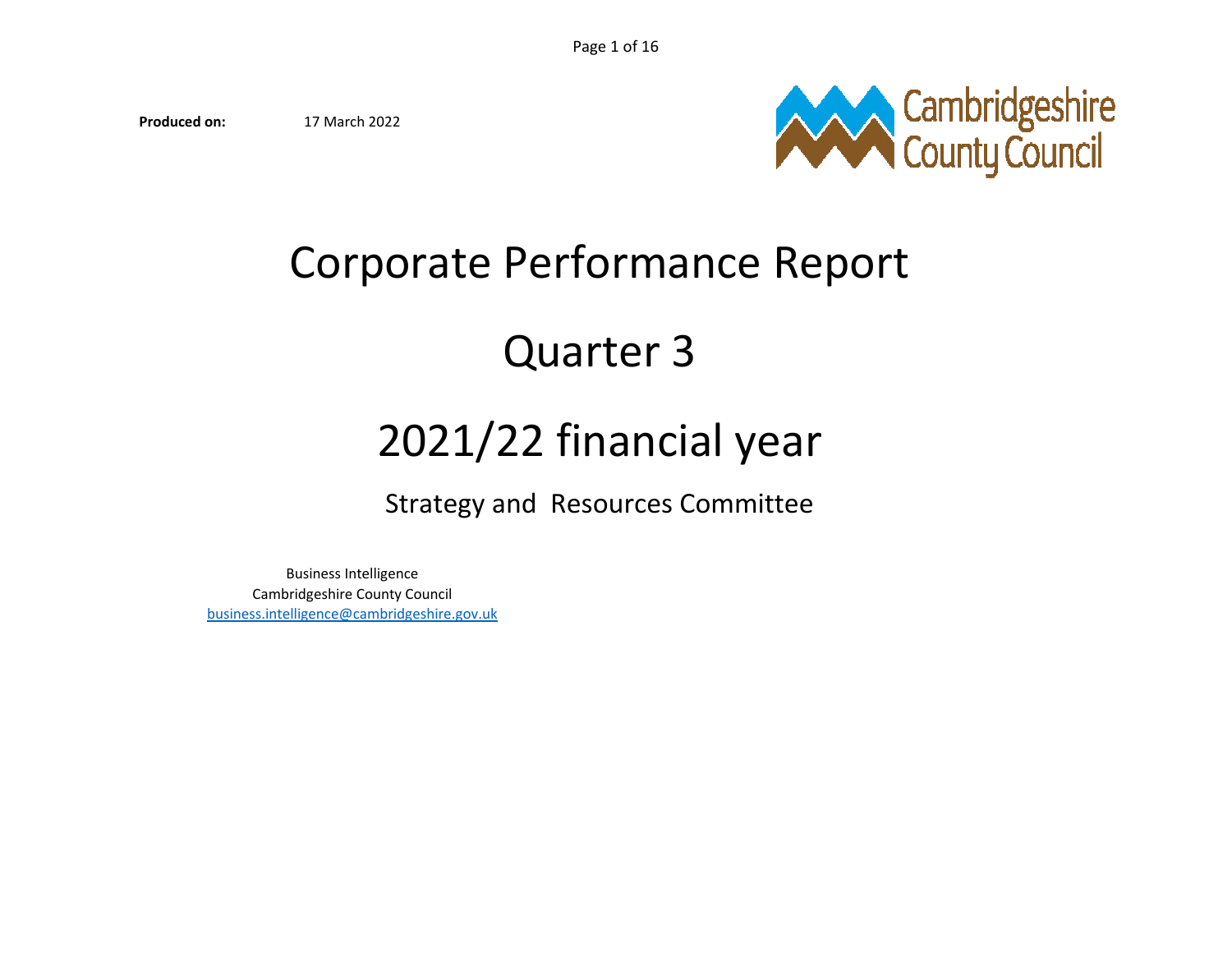**Produced on:** 17 March 2022

Cambridgeshire County Council

# Corporate Performance Report

# Quarter 3

# 2021/22 financial year

## Strategy and Resources Committee

Business Intelligence
Cambridgeshire County Council
business.intelligence@cambridgeshire.gov.uk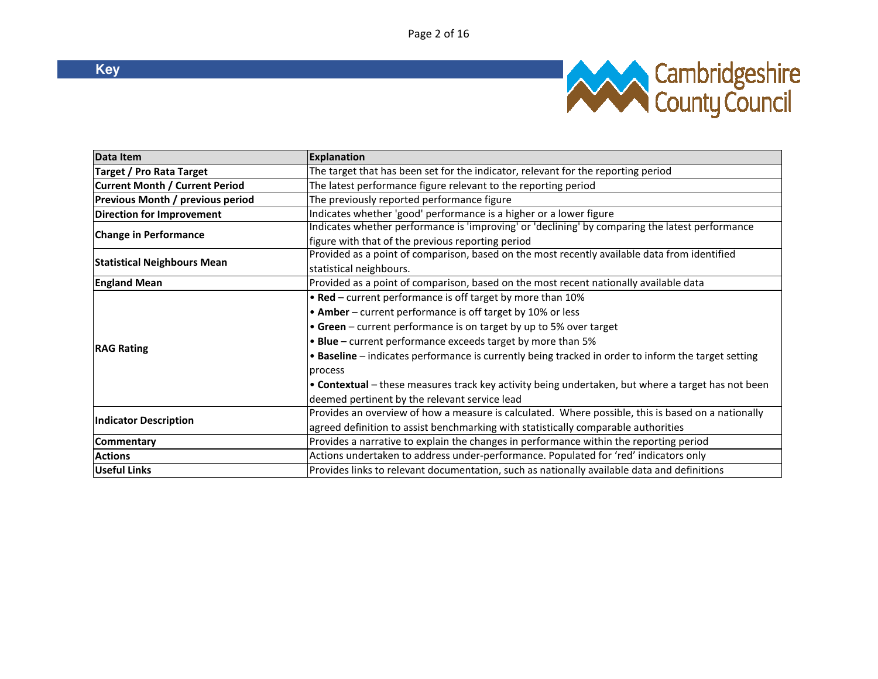# Key

| Data Item | Explanation |
| --- | --- |
| **Target / Pro Rata Target** | The target that has been set for the indicator, relevant for the reporting period |
| **Current Month / Current Period** | The latest performance figure relevant to the reporting period |
| **Previous Month / previous period** | The previously reported performance figure |
| **Direction for Improvement** | Indicates whether 'good' performance is a higher or a lower figure |
| **Change in Performance** | Indicates whether performance is 'improving' or 'declining' by comparing the latest performance figure with that of the previous reporting period |
| **Statistical Neighbours Mean** | Provided as a point of comparison, based on the most recently available data from identified statistical neighbours. |
| **England Mean** | Provided as a point of comparison, based on the most recent nationally available data |
| **RAG Rating** | • **Red** – current performance is off target by more than 10%<br>• **Amber** – current performance is off target by 10% or less<br>• **Green** – current performance is on target by up to 5% over target<br>• **Blue** – current performance exceeds target by more than 5%<br>• **Baseline** – indicates performance is currently being tracked in order to inform the target setting process<br>• **Contextual** – these measures track key activity being undertaken, but where a target has not been deemed pertinent by the relevant service lead |
| **Indicator Description** | Provides an overview of how a measure is calculated. Where possible, this is based on a nationally agreed definition to assist benchmarking with statistically comparable authorities |
| **Commentary** | Provides a narrative to explain the changes in performance within the reporting period |
| **Actions** | Actions undertaken to address under-performance. Populated for 'red' indicators only |
| **Useful Links** | Provides links to relevant documentation, such as nationally available data and definitions |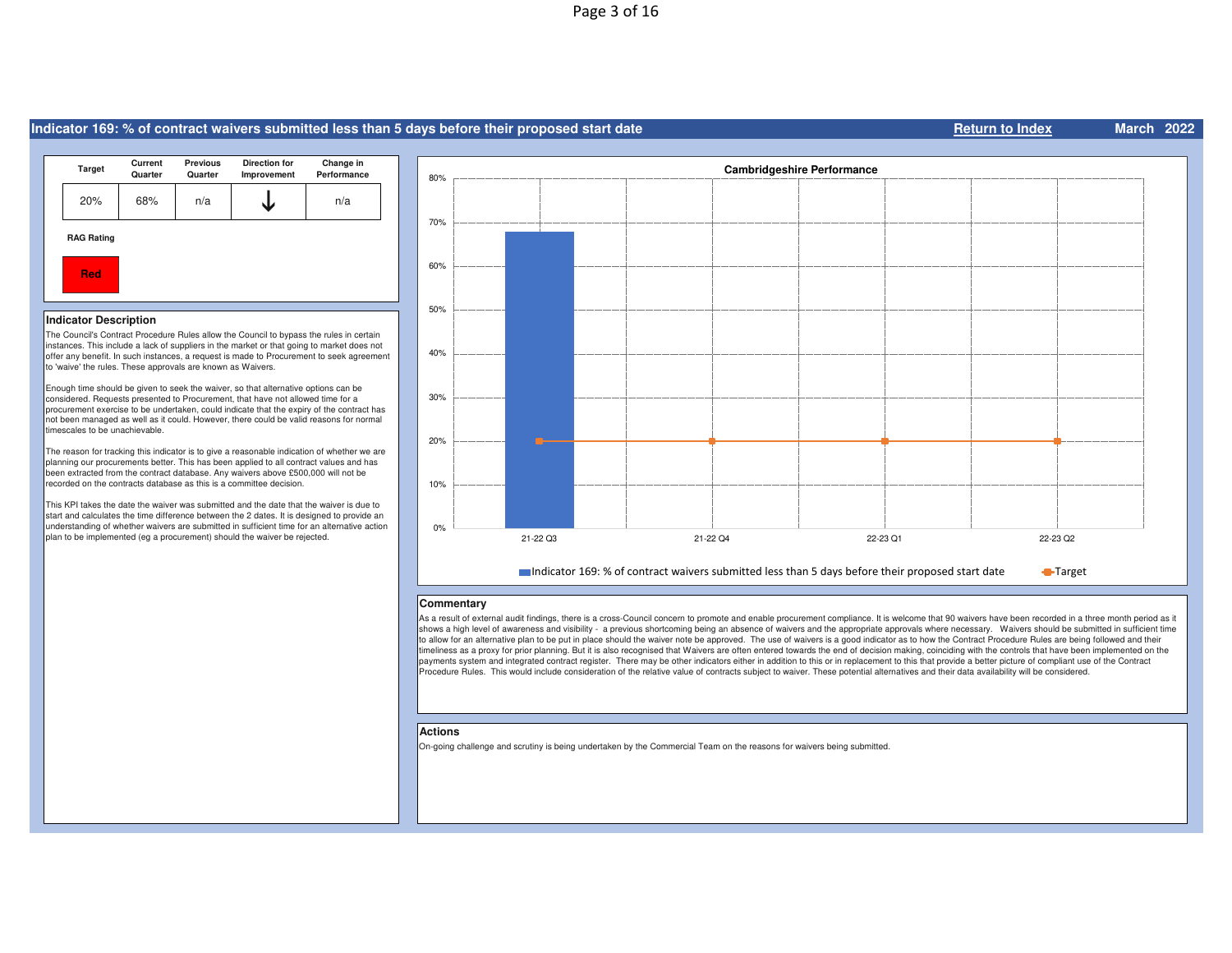## Indicator 169: % of contract waivers submitted less than 5 days before their proposed start date

Return to Index — March 2022

| Target | Current Quarter | Previous Quarter | Direction for Improvement | Change in Performance |
|---|---|---|---|---|
| 20% | 68% | n/a | ↓ | n/a |

**RAG Rating**

**Red**

### Cambridgeshire Performance

| Quarter | Indicator 169: % of contract waivers submitted less than 5 days before their proposed start date | Target |
|---|---|---|
| 21-22 Q3 | 68% | 20% |
| 21-22 Q4 | | 20% |
| 22-23 Q1 | | 20% |
| 22-23 Q2 | | 20% |

### Indicator Description

The Council's Contract Procedure Rules allow the Council to bypass the rules in certain instances. This include a lack of suppliers in the market or that going to market does not offer any benefit. In such instances, a request is made to Procurement to seek agreement to 'waive' the rules. These approvals are known as Waivers.

Enough time should be given to seek the waiver, so that alternative options can be considered. Requests presented to Procurement, that have not allowed time for a procurement exercise to be undertaken, could indicate that the expiry of the contract has not been managed as well as it could. However, there could be valid reasons for normal timescales to be unachievable.

The reason for tracking this indicator is to give a reasonable indication of whether we are planning our procurements better. This has been applied to all contract values and has been extracted from the contract database. Any waivers above £500,000 will not be recorded on the contracts database as this is a committee decision.

This KPI takes the date the waiver was submitted and the date that the waiver is due to start and calculates the time difference between the 2 dates. It is designed to provide an understanding of whether waivers are submitted in sufficient time for an alternative action plan to be implemented (eg a procurement) should the waiver be rejected.

### Commentary

As a result of external audit findings, there is a cross-Council concern to promote and enable procurement compliance. It is welcome that 90 waivers have been recorded in a three month period as it shows a high level of awareness and visibility - a previous shortcoming being an absence of waivers and the appropriate approvals where necessary. Waivers should be submitted in sufficient time to allow for an alternative plan to be put in place should the waiver note be approved. The use of waivers is a good indicator as to how the Contract Procedure Rules are being followed and their timeliness as a proxy for prior planning. But it is also recognised that Waivers are often entered towards the end of decision making, coinciding with the controls that have been implemented on the payments system and integrated contract register. There may be other indicators either in addition to this or in replacement to this that provide a better picture of compliant use of the Contract Procedure Rules. This would include consideration of the relative value of contracts subject to waiver. These potential alternatives and their data availability will be considered.

### Actions

On-going challenge and scrutiny is being undertaken by the Commercial Team on the reasons for waivers being submitted.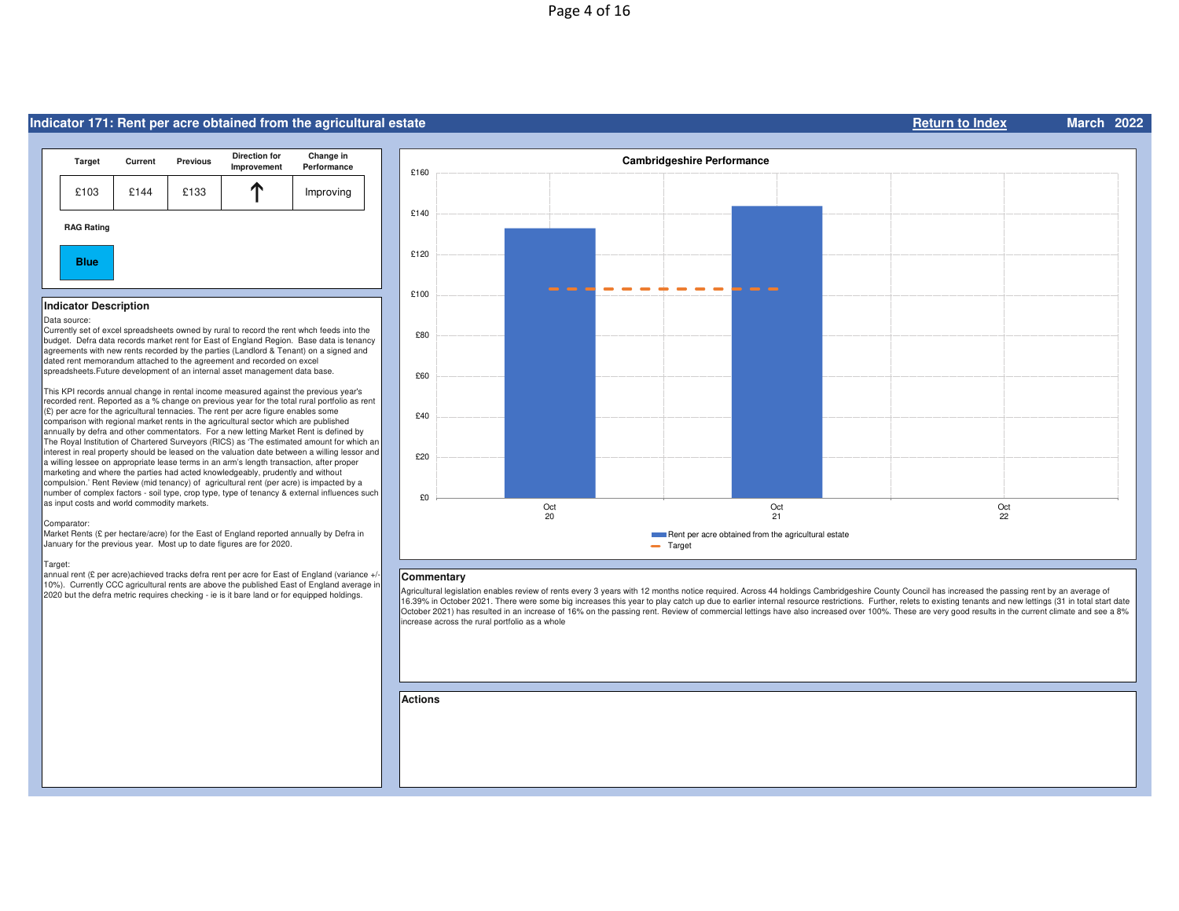## Indicator 171: Rent per acre obtained from the agricultural estate

Return to Index

March 2022

| Target | Current | Previous | Direction for Improvement | Change in Performance |
|---|---|---|---|---|
| £103 | £144 | £133 | ↑ | Improving |

**RAG Rating**

**Blue**

### Indicator Description

Data source:
Currently set of excel spreadsheets owned by rural to record the rent whch feeds into the budget. Defra data records market rent for East of England Region. Base data is tenancy agreements with new rents recorded by the parties (Landlord & Tenant) on a signed and dated rent memorandum attached to the agreement and recorded on excel spreadsheets.Future development of an internal asset management data base.

This KPI records annual change in rental income measured against the previous year's recorded rent. Reported as a % change on previous year for the total rural portfolio as rent (£) per acre for the agricultural tennacies. The rent per acre figure enables some comparison with regional market rents in the agricultural sector which are published annually by defra and other commentators. For a new letting Market Rent is defined by The Royal Institution of Chartered Surveyors (RICS) as 'The estimated amount for which an interest in real property should be leased on the valuation date between a willing lessor and a willing lessee on appropriate lease terms in an arm's length transaction, after proper marketing and where the parties had acted knowledgeably, prudently and without compulsion.' Rent Review (mid tenancy) of agricultural rent (per acre) is impacted by a number of complex factors - soil type, crop type, type of tenancy & external influences such as input costs and world commodity markets.

Comparator:
Market Rents (£ per hectare/acre) for the East of England reported annually by Defra in January for the previous year. Most up to date figures are for 2020.

Target:
annual rent (£ per acre)achieved tracks defra rent per acre for East of England (variance +/- 10%). Currently CCC agricultural rents are above the published East of England average in 2020 but the defra metric requires checking - ie is it bare land or for equipped holdings.

### Cambridgeshire Performance

| Period | Rent per acre obtained from the agricultural estate | Target |
|---|---|---|
| Oct 20 | £133 | £103 |
| Oct 21 | £144 | £103 |
| Oct 22 | | |

### Commentary

Agricultural legislation enables review of rents every 3 years with 12 months notice required. Across 44 holdings Cambridgeshire County Council has increased the passing rent by an average of 16.39% in October 2021. There were some big increases this year to play catch up due to earlier internal resource restrictions. Further, relets to existing tenants and new lettings (31 in total start date October 2021) has resulted in an increase of 16% on the passing rent. Review of commercial lettings have also increased over 100%. These are very good results in the current climate and see a 8% increase across the rural portfolio as a whole

### Actions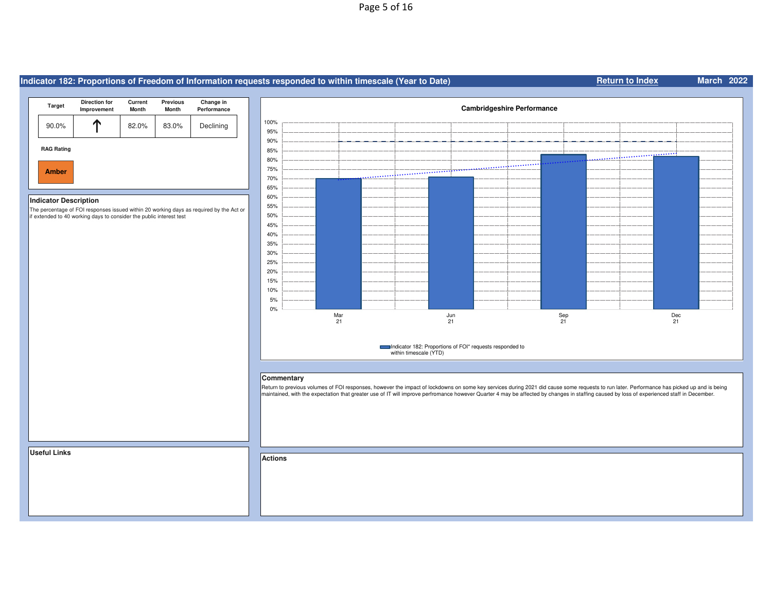## Indicator 182: Proportions of Freedom of Information requests responded to within timescale (Year to Date)

Return to Index

March 2022

| Target | Direction for Improvement | Current Month | Previous Month | Change in Performance |
|---|---|---|---|---|
| 90.0% | ↑ | 82.0% | 83.0% | Declining |

**RAG Rating**

**Amber**

### Cambridgeshire Performance

| | Mar 21 | Jun 21 | Sep 21 | Dec 21 |
|---|---|---|---|---|
| Indicator 182: Proportions of FOI* requests responded to within timescale (YTD) | 70% | 71% | 83% | 82% |

### Indicator Description

The percentage of FOI responses issued within 20 working days as required by the Act or if extended to 40 working days to consider the public interest test

### Commentary

Return to previous volumes of FOI responses, however the impact of lockdowns on some key services during 2021 did cause some requests to run later. Performance has picked up and is being maintained, with the expectation that greater use of IT will improve perfromance however Quarter 4 may be affected by changes in staffing caused by loss of experienced staff in December.

### Useful Links

### Actions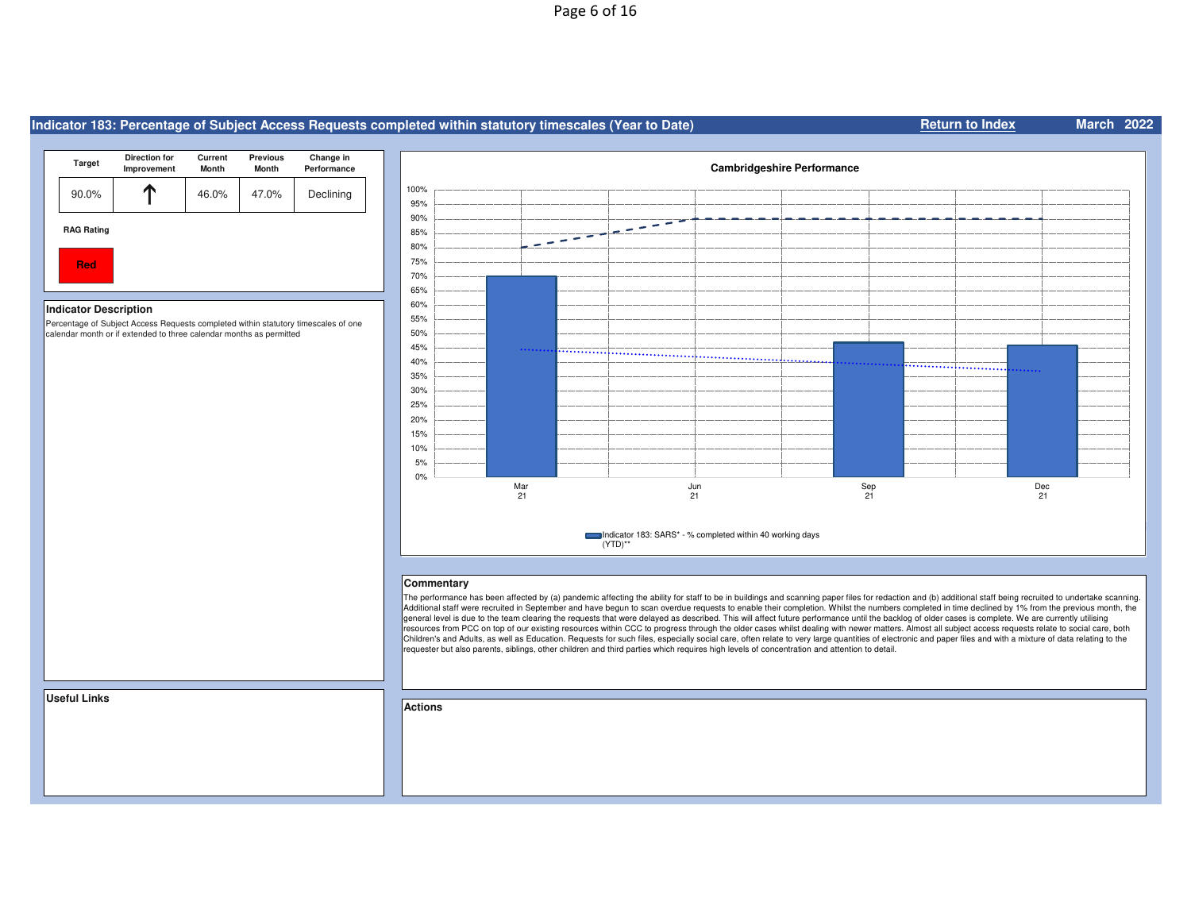## Indicator 183: Percentage of Subject Access Requests completed within statutory timescales (Year to Date)

Return to Index

March 2022

| Target | Direction for Improvement | Current Month | Previous Month | Change in Performance |
|---|---|---|---|---|
| 90.0% | ↑ | 46.0% | 47.0% | Declining |

**RAG Rating**

**Red**

### Indicator Description

Percentage of Subject Access Requests completed within statutory timescales of one calendar month or if extended to three calendar months as permitted

### Useful Links

**Cambridgeshire Performance**

| Period | Indicator 183: SARS* - % completed within 40 working days (YTD)** |
|---|---|
| Mar 21 | 70% |
| Sep 21 | 47% |
| Dec 21 | 46% |

Indicator 183: SARS* - % completed within 40 working days (YTD)**

### Commentary

The performance has been affected by (a) pandemic affecting the ability for staff to be in buildings and scanning paper files for redaction and (b) additional staff being recruited to undertake scanning. Additional staff were recruited in September and have begun to scan overdue requests to enable their completion. Whilst the numbers completed in time declined by 1% from the previous month, the general level is due to the team clearing the requests that were delayed as described. This will affect future performance until the backlog of older cases is complete. We are currently utilising resources from PCC on top of our existing resources within CCC to progress through the older cases whilst dealing with newer matters. Almost all subject access requests relate to social care, both Children's and Adults, as well as Education. Requests for such files, especially social care, often relate to very large quantities of electronic and paper files and with a mixture of data relating to the requester but also parents, siblings, other children and third parties which requires high levels of concentration and attention to detail.

### Actions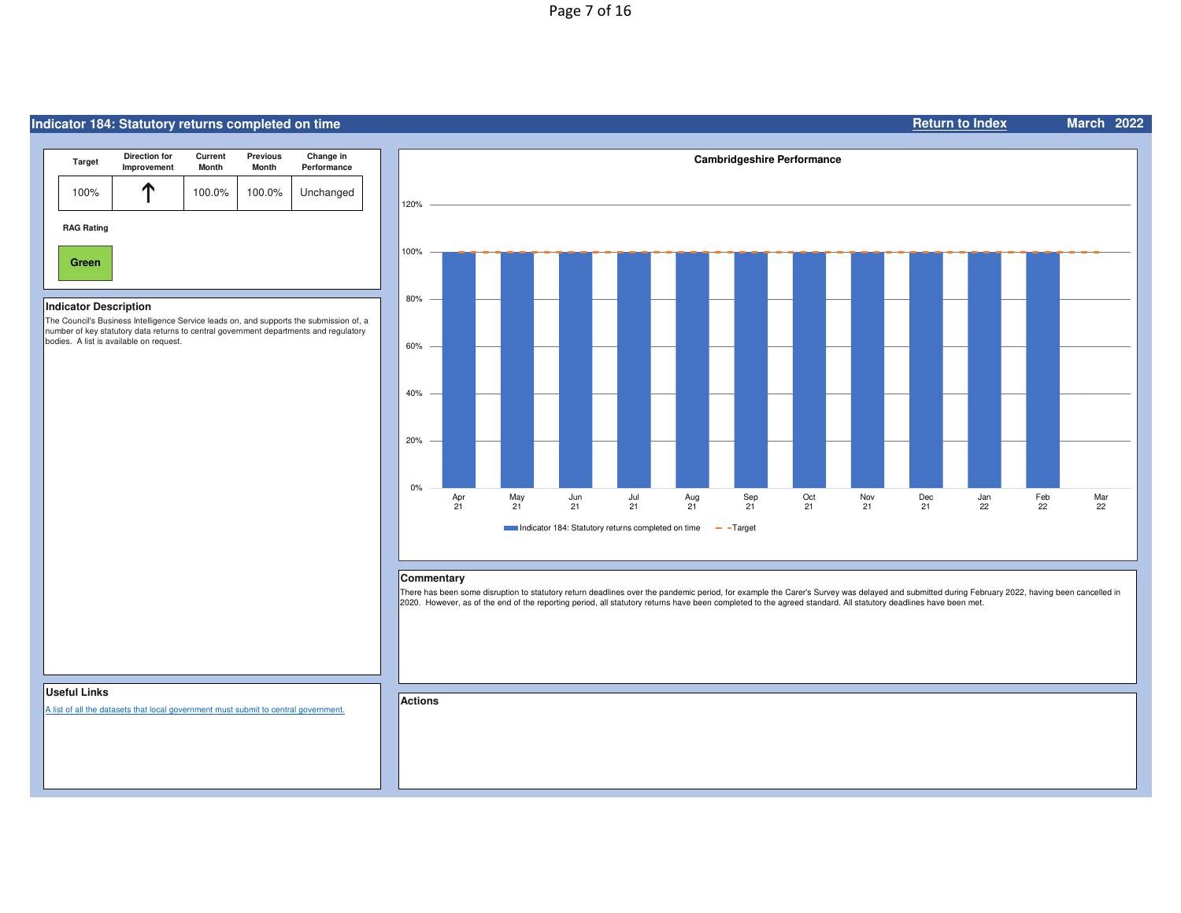## Indicator 184: Statutory returns completed on time

Return to Index

March 2022

| Target | Direction for Improvement | Current Month | Previous Month | Change in Performance |
|---|---|---|---|---|
| 100% | ↑ | 100.0% | 100.0% | Unchanged |

**RAG Rating**

**Green**

### Indicator Description

The Council's Business Intelligence Service leads on, and supports the submission of, a number of key statutory data returns to central government departments and regulatory bodies. A list is available on request.

### Cambridgeshire Performance

| Month | Indicator 184: Statutory returns completed on time | Target |
|---|---|---|
| Apr 21 | 100% | 100% |
| May 21 | 100% | 100% |
| Jun 21 | 100% | 100% |
| Jul 21 | 100% | 100% |
| Aug 21 | 100% | 100% |
| Sep 21 | 100% | 100% |
| Oct 21 | 100% | 100% |
| Nov 21 | 100% | 100% |
| Dec 21 | 100% | 100% |
| Jan 22 | 100% | 100% |
| Feb 22 | 100% | 100% |
| Mar 22 | | 100% |

### Commentary

There has been some disruption to statutory return deadlines over the pandemic period, for example the Carer's Survey was delayed and submitted during February 2022, having been cancelled in 2020. However, as of the end of the reporting period, all statutory returns have been completed to the agreed standard. All statutory deadlines have been met.

### Useful Links

A list of all the datasets that local government must submit to central government.

### Actions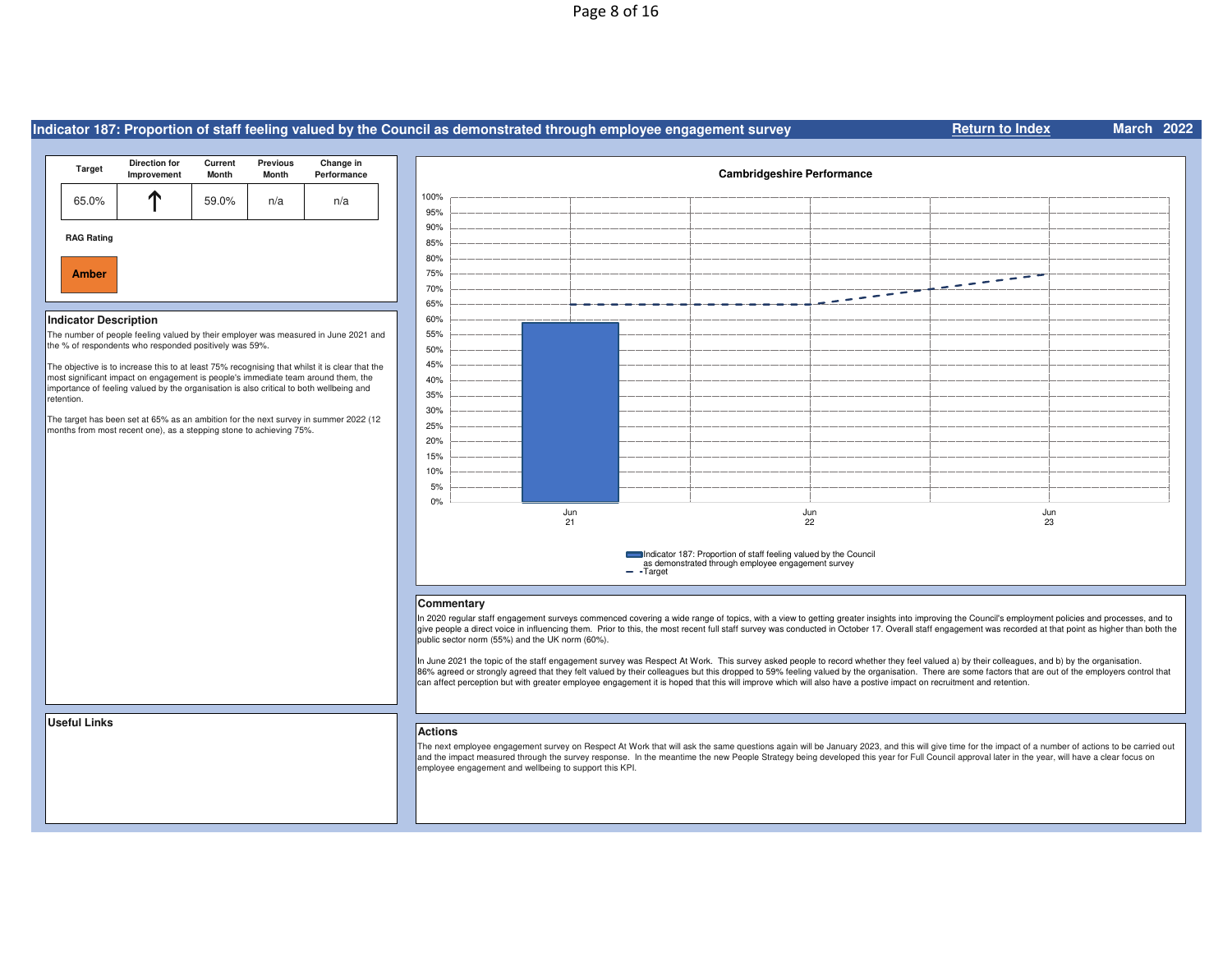## Indicator 187: Proportion of staff feeling valued by the Council as demonstrated through employee engagement survey

Return to Index

March 2022

| Target | Direction for Improvement | Current Month | Previous Month | Change in Performance |
| --- | --- | --- | --- | --- |
| 65.0% | ↑ | 59.0% | n/a | n/a |

**RAG Rating**

**Amber**

### Indicator Description

The number of people feeling valued by their employer was measured in June 2021 and the % of respondents who responded positively was 59%.

The objective is to increase this to at least 75% recognising that whilst it is clear that the most significant impact on engagement is people's immediate team around them, the importance of feeling valued by the organisation is also critical to both wellbeing and retention.

The target has been set at 65% as an ambition for the next survey in summer 2022 (12 months from most recent one), as a stepping stone to achieving 75%.

### Cambridgeshire Performance

| | Jun 21 | Jun 22 | Jun 23 |
| --- | --- | --- | --- |
| Indicator 187: Proportion of staff feeling valued by the Council as demonstrated through employee engagement survey | 59% | | |
| Target | 65% | 65% | 75% |

### Useful Links

### Commentary

In 2020 regular staff engagement surveys commenced covering a wide range of topics, with a view to getting greater insights into improving the Council's employment policies and processes, and to give people a direct voice in influencing them. Prior to this, the most recent full staff survey was conducted in October 17. Overall staff engagement was recorded at that point as higher than both the public sector norm (55%) and the UK norm (60%).

In June 2021 the topic of the staff engagement survey was Respect At Work. This survey asked people to record whether they feel valued a) by their colleagues, and b) by the organisation. 86% agreed or strongly agreed that they felt valued by their colleagues but this dropped to 59% feeling valued by the organisation. There are some factors that are out of the employers control that can affect perception but with greater employee engagement it is hoped that this will improve which will also have a postive impact on recruitment and retention.

### Actions

The next employee engagement survey on Respect At Work that will ask the same questions again will be January 2023, and this will give time for the impact of a number of actions to be carried out and the impact measured through the survey response. In the meantime the new People Strategy being developed this year for Full Council approval later in the year, will have a clear focus on employee engagement and wellbeing to support this KPI.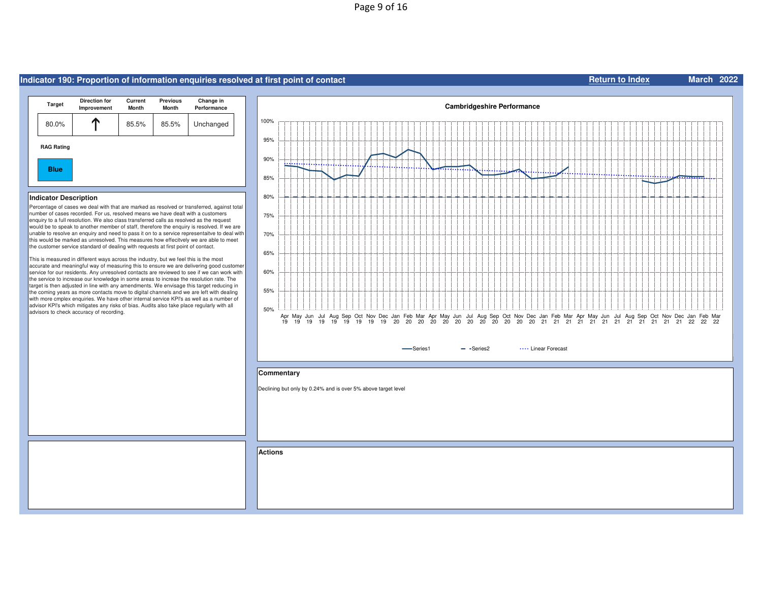## Indicator 190: Proportion of information enquiries resolved at first point of contact

Return to Index

March 2022

| Target | Direction for Improvement | Current Month | Previous Month | Change in Performance |
|---|---|---|---|---|
| 80.0% | ↑ | 85.5% | 85.5% | Unchanged |

**RAG Rating**

**Blue**

### Indicator Description

Percentage of cases we deal with that are marked as resolved or transferred, against total number of cases recorded. For us, resolved means we have dealt with a customers enquiry to a full resolution. We also class transferred calls as resolved as the request would be to speak to another member of staff, therefore the enquiry is resolved. If we are unable to resolve an enquiry and need to pass it on to a service representaitve to deal with this would be marked as unresolved. This measures how effecitvely we are able to meet the customer service standard of dealing with requests at first point of contact.

This is measured in different ways across the industry, but we feel this is the most accurate and meaningful way of measuring this to ensure we are delivering good customer service for our residents. Any unresolved contacts are reviewed to see if we can work with the service to increase our knowledge in some areas to increae the resolution rate. The target is then adjusted in line with any amendments. We envisage this target reducing in the coming years as more contacts move to digital channels and we are left with dealing with more cmplex enquiries. We have other internal service KPI's as well as a number of advisor KPI's which mitigates any risks of bias. Audits also take place regularly with all advisors to check accuracy of recording.

**Cambridgeshire Performance**

Chart: y-axis 50%–100%; x-axis Apr 19 to Mar 22. Legend: Series1, Series2, Linear Forecast.

### Commentary

Declining but only by 0.24% and is over 5% above target level

### Actions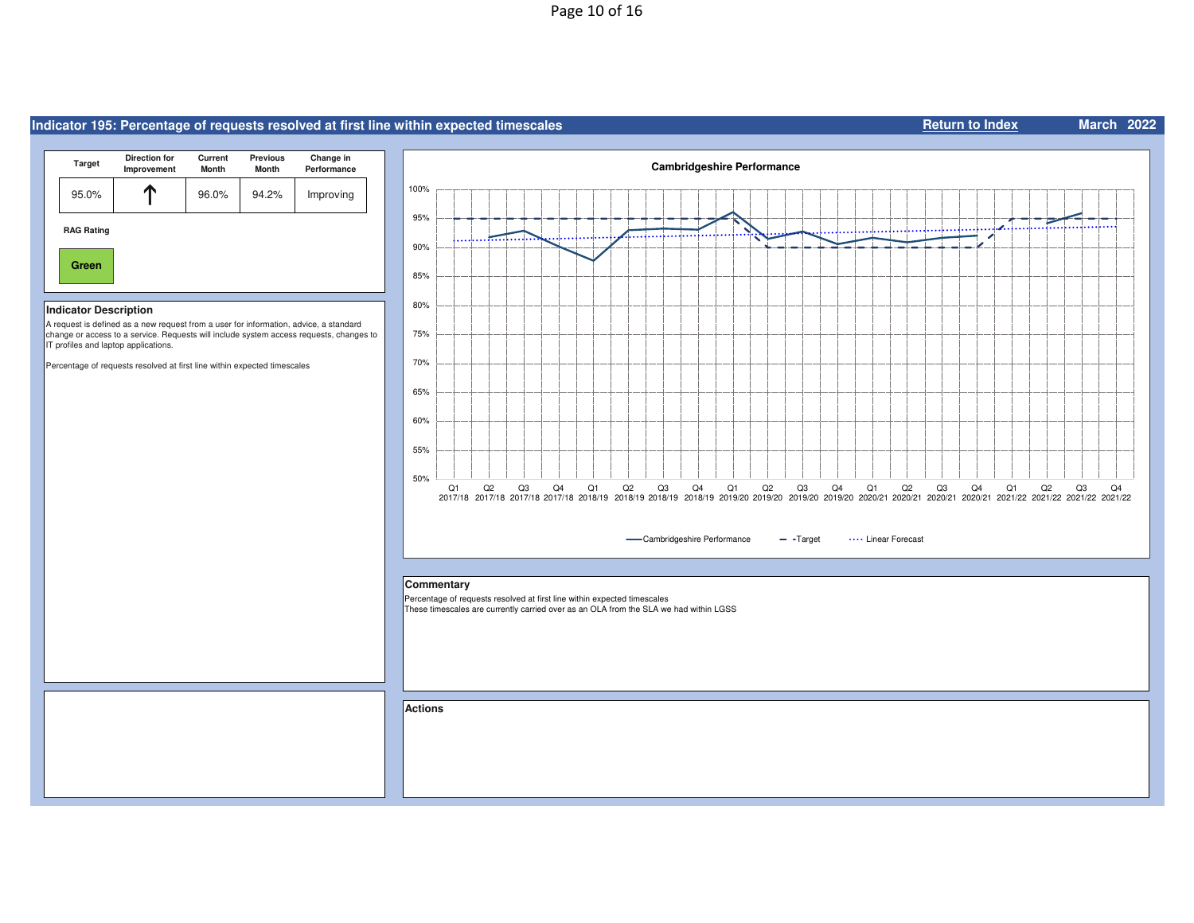## Indicator 195: Percentage of requests resolved at first line within expected timescales

Return to Index

March 2022

| Target | Direction for Improvement | Current Month | Previous Month | Change in Performance |
|---|---|---|---|---|
| 95.0% | ↑ | 96.0% | 94.2% | Improving |

**RAG Rating**

**Green**

### Indicator Description

A request is defined as a new request from a user for information, advice, a standard change or access to a service. Requests will include system access requests, changes to IT profiles and laptop applications.

Percentage of requests resolved at first line within expected timescales

### Commentary

Percentage of requests resolved at first line within expected timescales
These timescales are currently carried over as an OLA from the SLA we had within LGSS

### Actions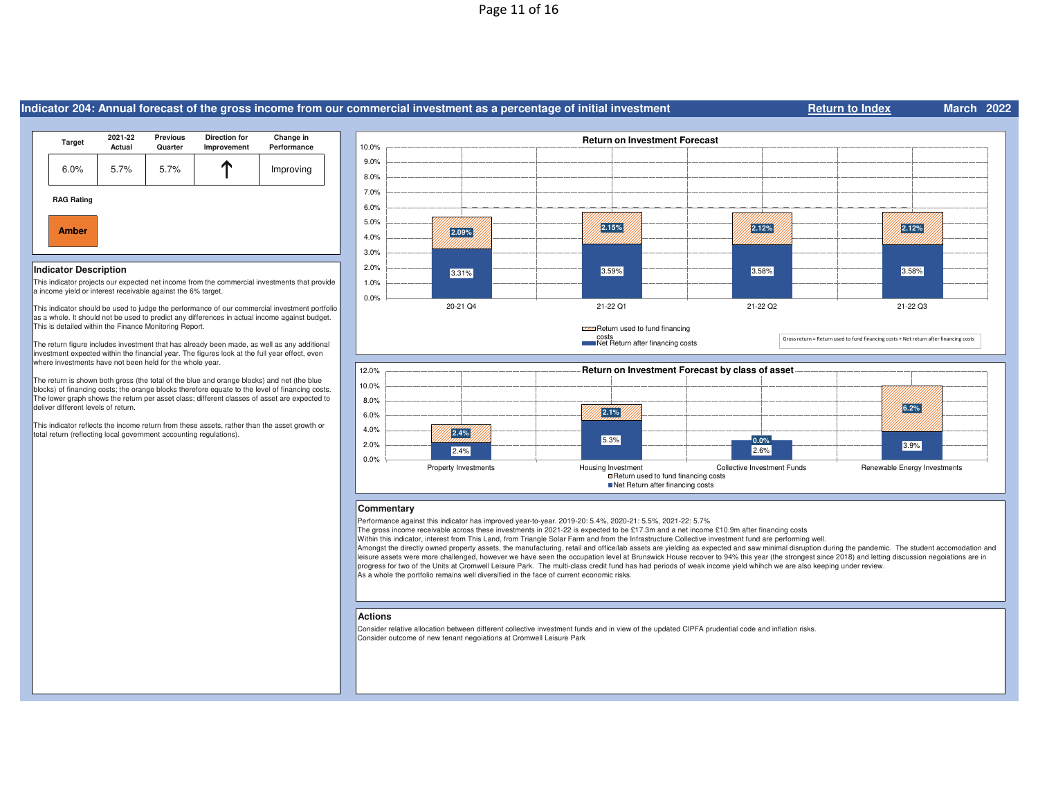## Indicator 204: Annual forecast of the gross income from our commercial investment as a percentage of initial investment

Return to Index

March 2022

| Target | 2021-22 Actual | Previous Quarter | Direction for Improvement | Change in Performance |
|---|---|---|---|---|
| 6.0% | 5.7% | 5.7% | ↑ | Improving |

**RAG Rating**

**Amber**

### Indicator Description

This indicator projects our expected net income from the commercial investments that provide a income yield or interest receivable against the 6% target.

This indicator should be used to judge the performance of our commercial investment portfolio as a whole. It should not be used to predict any differences in actual income against budget. This is detailed within the Finance Monitoring Report.

The return figure includes investment that has already been made, as well as any additional investment expected within the financial year. The figures look at the full year effect, even where investments have not been held for the whole year.

The return is shown both gross (the total of the blue and orange blocks) and net (the blue blocks) of financing costs; the orange blocks therefore equate to the level of financing costs. The lower graph shows the return per asset class; different classes of asset are expected to deliver different levels of return.

This indicator reflects the income return from these assets, rather than the asset growth or total return (reflecting local government accounting regulations).

### Return on Investment Forecast

| | 20-21 Q4 | 21-22 Q1 | 21-22 Q2 | 21-22 Q3 |
|---|---|---|---|---|
| Return used to fund financing costs | 2.09% | 2.15% | 2.12% | 2.12% |
| Net Return after financing costs | 3.31% | 3.59% | 3.58% | 3.58% |

Gross return = Return used to fund financing costs + Net return after financing costs

### Return on Investment Forecast by class of asset

| | Property Investments | Housing Investment | Collective Investment Funds | Renewable Energy Investments |
|---|---|---|---|---|
| Return used to fund financing costs | 2.4% | 2.1% | 0.0% | 6.2% |
| Net Return after financing costs | 2.4% | 5.3% | 2.6% | 3.9% |

### Commentary

Performance against this indicator has improved year-to-year. 2019-20: 5.4%, 2020-21: 5.5%, 2021-22: 5.7%

The gross income receivable across these investments in 2021-22 is expected to be £17.3m and a net income £10.9m after financing costs

Within this indicator, interest from This Land, from Triangle Solar Farm and from the Infrastructure Collective investment fund are performing well.

Amongst the directly owned property assets, the manufacturing, retail and office/lab assets are yielding as expected and saw minimal disruption during the pandemic. The student accomodation and leisure assets were more challenged, however we have seen the occupation level at Brunswick House recover to 94% this year (the strongest since 2018) and letting discussion negoiations are in progress for two of the Units at Cromwell Leisure Park. The multi-class credit fund has had periods of weak income yield whihch we are also keeping under review.

As a whole the portfolio remains well diversified in the face of current economic risks.

### Actions

Consider relative allocation between different collective investment funds and in view of the updated CIPFA prudential code and inflation risks.

Consider outcome of new tenant negoiations at Cromwell Leisure Park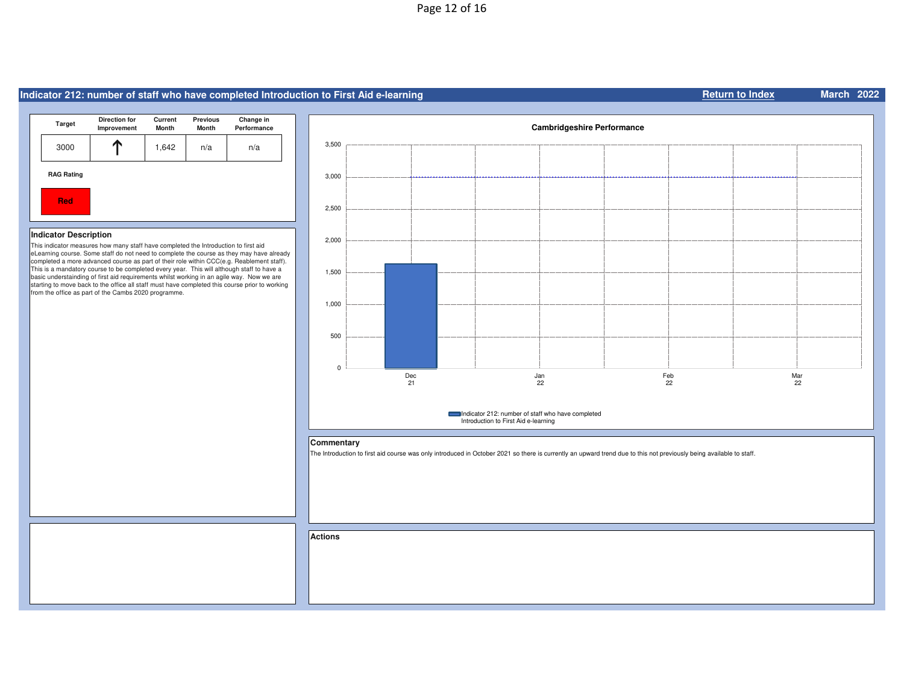## Indicator 212: number of staff who have completed Introduction to First Aid e-learning

Return to Index

March 2022

| Target | Direction for Improvement | Current Month | Previous Month | Change in Performance |
|---|---|---|---|---|
| 3000 | ↑ | 1,642 | n/a | n/a |

**RAG Rating**

**Red**

### Cambridgeshire Performance

| Month | Indicator 212: number of staff who have completed Introduction to First Aid e-learning | Target |
|---|---|---|
| Dec 21 | 1,642 | 3,000 |
| Jan 22 | | 3,000 |
| Feb 22 | | 3,000 |
| Mar 22 | | 3,000 |

### Indicator Description

This indicator measures how many staff have completed the Introduction to first aid eLearning course. Some staff do not need to complete the course as they may have already completed a more advanced course as part of their role within CCC(e.g. Reablement staff). This is a mandatory course to be completed every year. This will although staff to have a basic understaninding of first aid requirements whilst working in an agile way. Now we are starting to move back to the office all staff must have completed this course prior to working from the office as part of the Cambs 2020 programme.

### Commentary

The Introduction to first aid course was only introduced in October 2021 so there is currently an upward trend due to this not previously being available to staff.

### Actions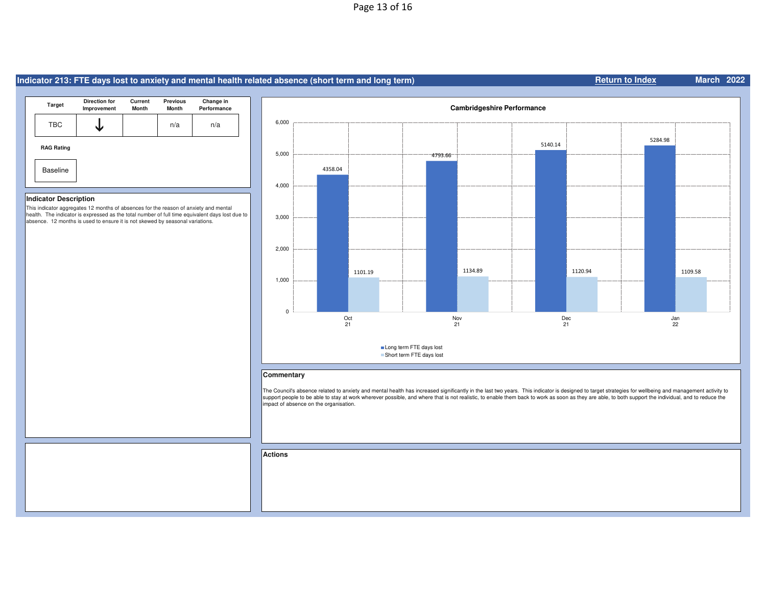## Indicator 213: FTE days lost to anxiety and mental health related absence (short term and long term)

Return to Index

March 2022

| Target | Direction for Improvement | Current Month | Previous Month | Change in Performance |
| --- | --- | --- | --- | --- |
| TBC | ↓ | | n/a | n/a |

**RAG Rating**

Baseline

### Indicator Description

This indicator aggregates 12 months of absences for the reason of anxiety and mental health. The indicator is expressed as the total number of full time equivalent days lost due to absence. 12 months is used to ensure it is not skewed by seasonal variations.

### Cambridgeshire Performance

| Month | Long term FTE days lost | Short term FTE days lost |
| --- | --- | --- |
| Oct 21 | 4358.04 | 1101.19 |
| Nov 21 | 4793.66 | 1134.89 |
| Dec 21 | 5140.14 | 1120.94 |
| Jan 22 | 5284.98 | 1109.58 |

### Commentary

The Council's absence related to anxiety and mental health has increased significantly in the last two years. This indicator is designed to target strategies for wellbeing and management activity to support people to be able to stay at work wherever possible, and where that is not realistic, to enable them back to work as soon as they are able, to both support the individual, and to reduce the impact of absence on the organisation.

### Actions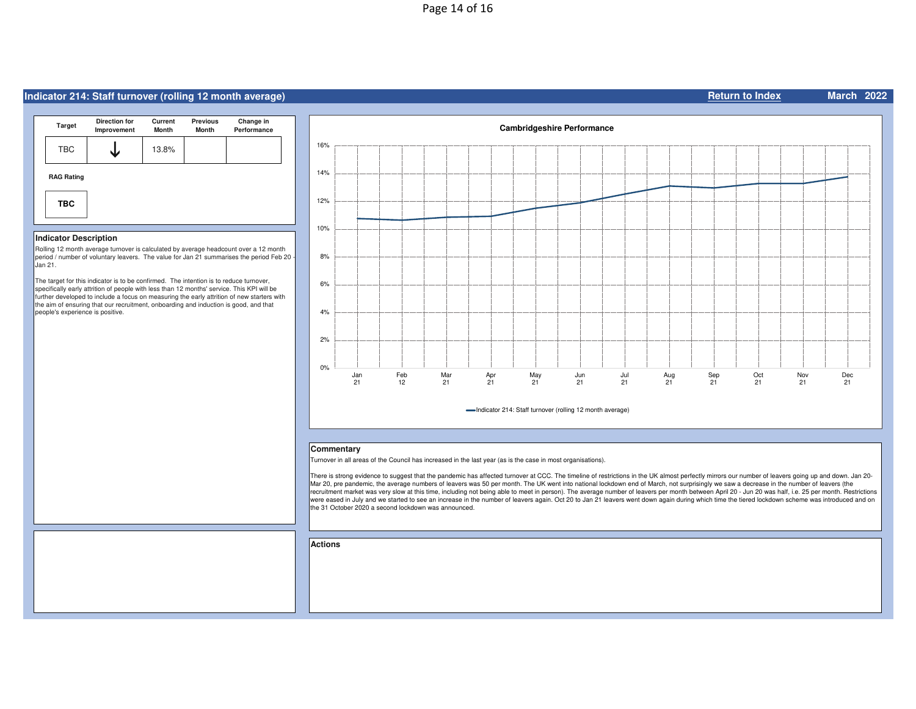## Indicator 214: Staff turnover (rolling 12 month average)

Return to Index

March 2022

| Target | Direction for Improvement | Current Month | Previous Month | Change in Performance |
|---|---|---|---|---|
| TBC | ↓ | 13.8% | | |

**RAG Rating**

**TBC**

### Indicator Description

Rolling 12 month average turnover is calculated by average headcount over a 12 month period / number of voluntary leavers. The value for Jan 21 summarises the period Feb 20 - Jan 21.

The target for this indicator is to be confirmed. The intention is to reduce turnover, specifically early attrition of people with less than 12 months' service. This KPI will be further developed to include a focus on measuring the early attrition of new starters with the aim of ensuring that our recruitment, onboarding and induction is good, and that people's experience is positive.

**Cambridgeshire Performance**

Y-axis: 0% – 16%

X-axis: Jan 21, Feb 12, Mar 21, Apr 21, May 21, Jun 21, Jul 21, Aug 21, Sep 21, Oct 21, Nov 21, Dec 21

Legend: Indicator 214: Staff turnover (rolling 12 month average)

### Commentary

Turnover in all areas of the Council has increased in the last year (as is the case in most organisations).

There is strong evidence to suggest that the pandemic has affected turnover at CCC. The timeline of restrictions in the UK almost perfectly mirrors our number of leavers going up and down. Jan 20-Mar 20, pre pandemic, the average numbers of leavers was 50 per month. The UK went into national lockdown end of March, not surprisingly we saw a decrease in the number of leavers (the recruitment market was very slow at this time, including not being able to meet in person). The average number of leavers per month between April 20 - Jun 20 was half, i.e. 25 per month. Restrictions were eased in July and we started to see an increase in the number of leavers again. Oct 20 to Jan 21 leavers went down again during which time the tiered lockdown scheme was introduced and on the 31 October 2020 a second lockdown was announced.

### Actions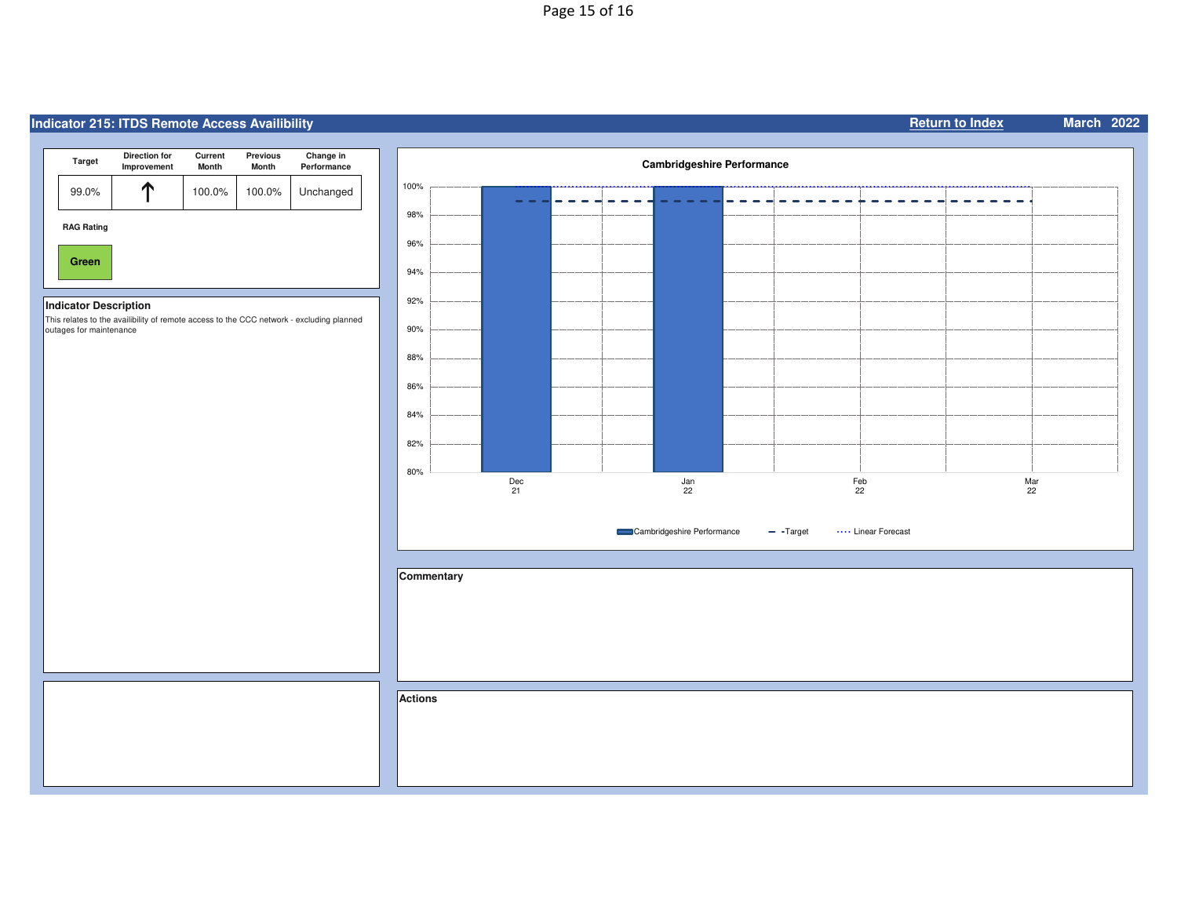## Indicator 215: ITDS Remote Access Availibility

Return to Index

March 2022

| Target | Direction for Improvement | Current Month | Previous Month | Change in Performance |
|---|---|---|---|---|
| 99.0% | ↑ | 100.0% | 100.0% | Unchanged |

**RAG Rating**

**Green**

### Cambridgeshire Performance

(Chart: Cambridgeshire Performance, Target, Linear Forecast — Dec 21, Jan 22, Feb 22, Mar 22; y-axis 80% to 100%)

### Indicator Description

This relates to the availibility of remote access to the CCC network - excluding planned outages for maintenance

### Commentary

### Actions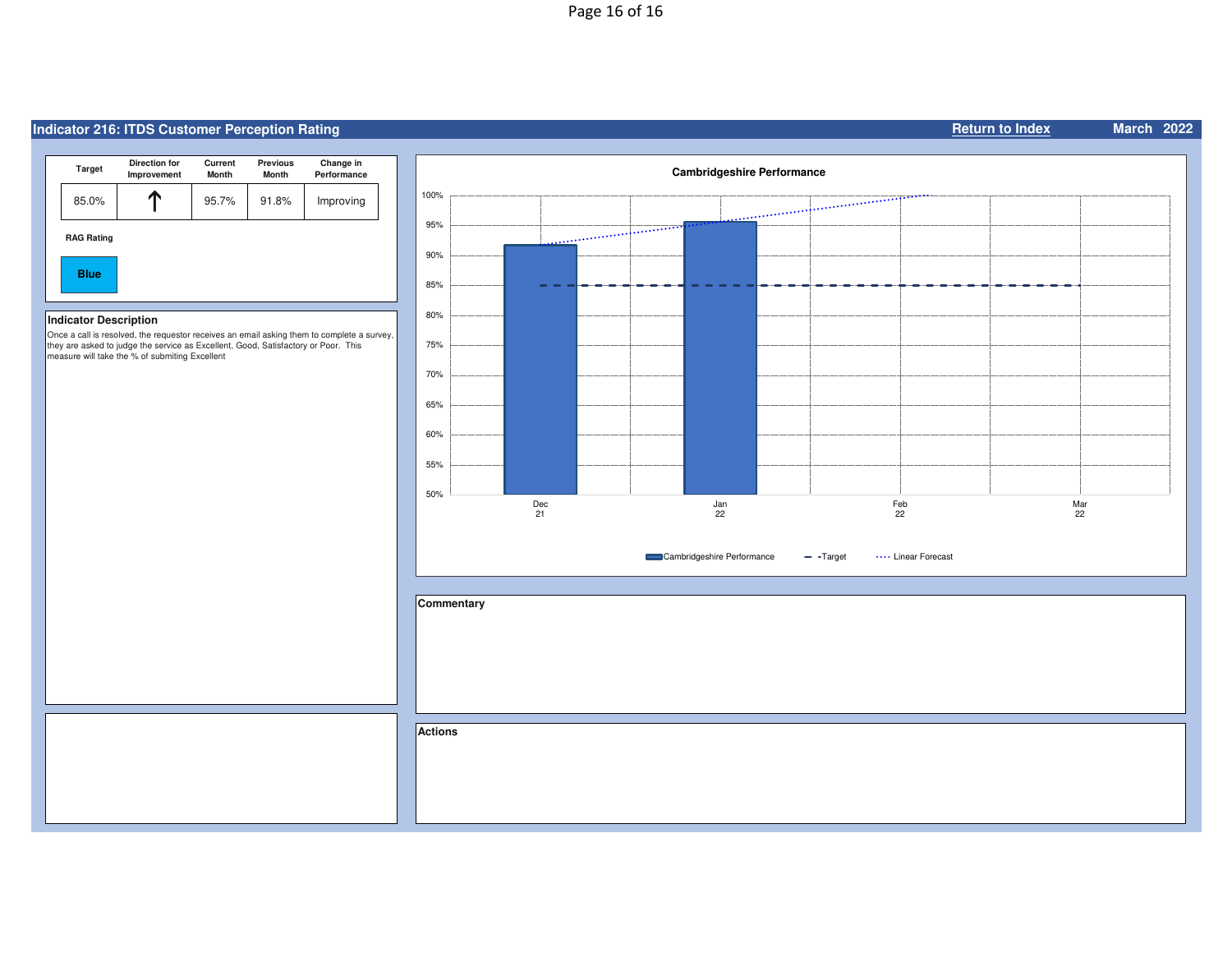## Indicator 216: ITDS Customer Perception Rating

Return to Index

March 2022

| Target | Direction for Improvement | Current Month | Previous Month | Change in Performance |
|---|---|---|---|---|
| 85.0% | ↑ | 95.7% | 91.8% | Improving |

RAG Rating

**Blue**

### Indicator Description

Once a call is resolved, the requestor receives an email asking them to complete a survey, they are asked to judge the service as Excellent, Good, Satisfactory or Poor. This measure will take the % of submiting Excellent

**Cambridgeshire Performance**

100%
95%
90%
85%
80%
75%
70%
65%
60%
55%
50%

Dec 21
Jan 22
Feb 22
Mar 22

Cambridgeshire Performance
Target
Linear Forecast

### Commentary

### Actions